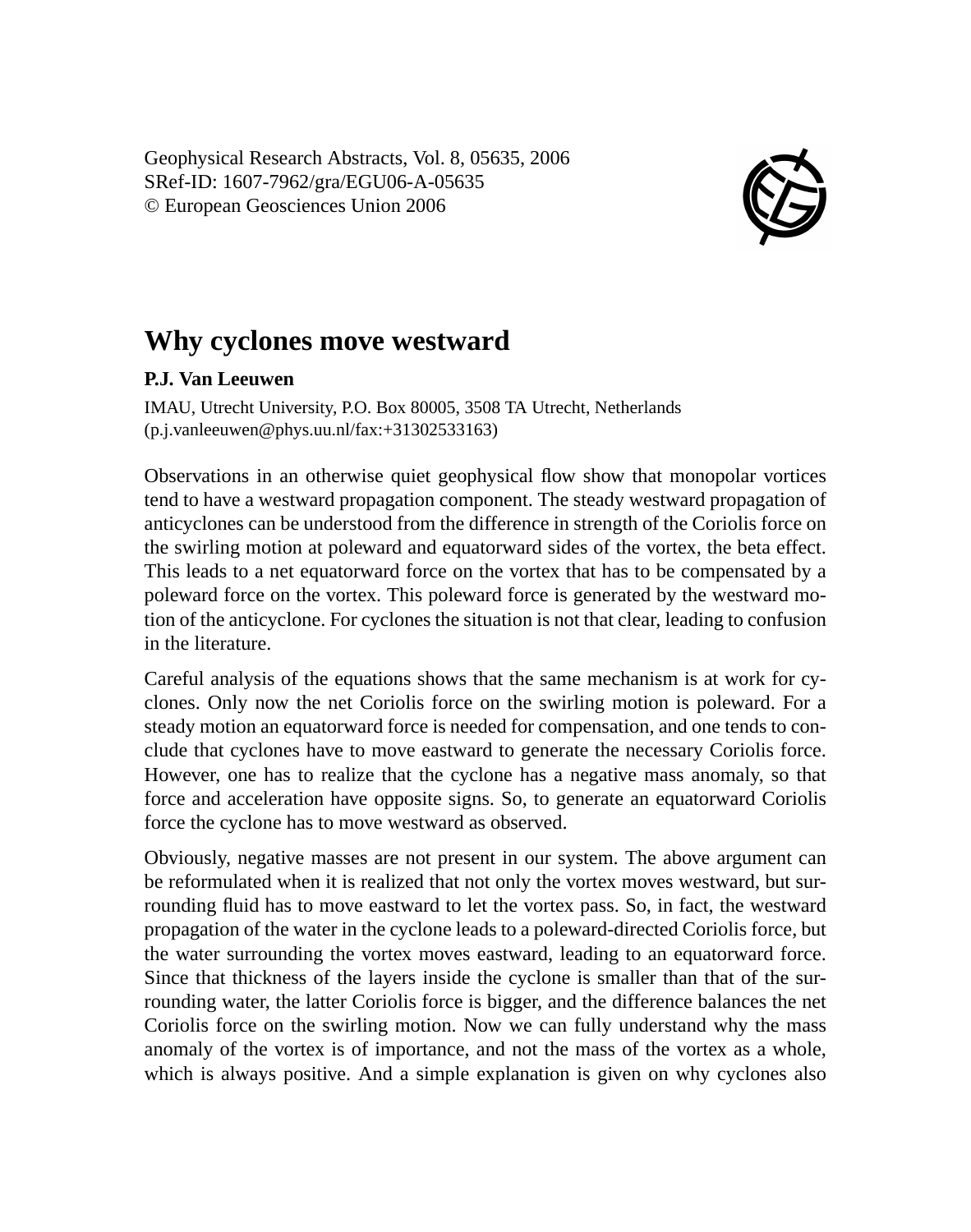Geophysical Research Abstracts, Vol. 8, 05635, 2006
SRef-ID: 1607-7962/gra/EGU06-A-05635
© European Geosciences Union 2006

# Why cyclones move westward

**P.J. Van Leeuwen**

IMAU, Utrecht University, P.O. Box 80005, 3508 TA Utrecht, Netherlands
(p.j.vanleeuwen@phys.uu.nl/fax:+31302533163)

Observations in an otherwise quiet geophysical flow show that monopolar vortices tend to have a westward propagation component. The steady westward propagation of anticyclones can be understood from the difference in strength of the Coriolis force on the swirling motion at poleward and equatorward sides of the vortex, the beta effect. This leads to a net equatorward force on the vortex that has to be compensated by a poleward force on the vortex. This poleward force is generated by the westward motion of the anticyclone. For cyclones the situation is not that clear, leading to confusion in the literature.

Careful analysis of the equations shows that the same mechanism is at work for cyclones. Only now the net Coriolis force on the swirling motion is poleward. For a steady motion an equatorward force is needed for compensation, and one tends to conclude that cyclones have to move eastward to generate the necessary Coriolis force. However, one has to realize that the cyclone has a negative mass anomaly, so that force and acceleration have opposite signs. So, to generate an equatorward Coriolis force the cyclone has to move westward as observed.

Obviously, negative masses are not present in our system. The above argument can be reformulated when it is realized that not only the vortex moves westward, but surrounding fluid has to move eastward to let the vortex pass. So, in fact, the westward propagation of the water in the cyclone leads to a poleward-directed Coriolis force, but the water surrounding the vortex moves eastward, leading to an equatorward force. Since that thickness of the layers inside the cyclone is smaller than that of the surrounding water, the latter Coriolis force is bigger, and the difference balances the net Coriolis force on the swirling motion. Now we can fully understand why the mass anomaly of the vortex is of importance, and not the mass of the vortex as a whole, which is always positive. And a simple explanation is given on why cyclones also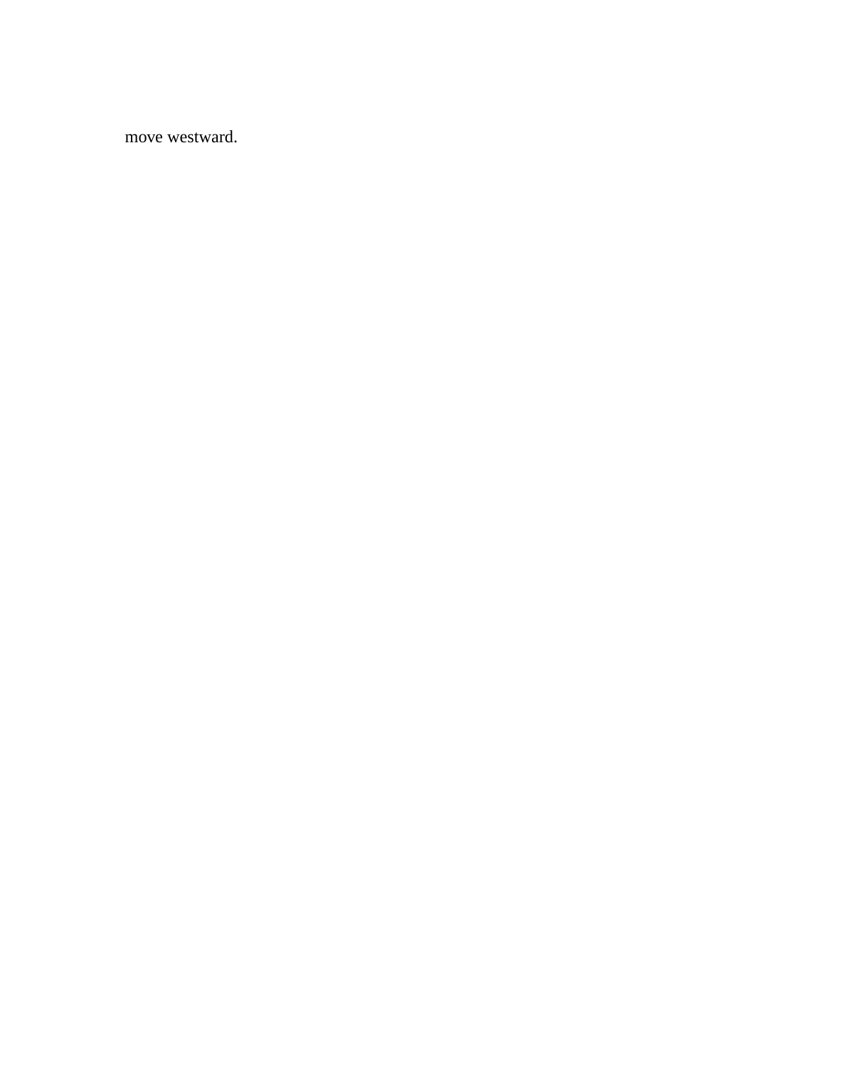move westward.